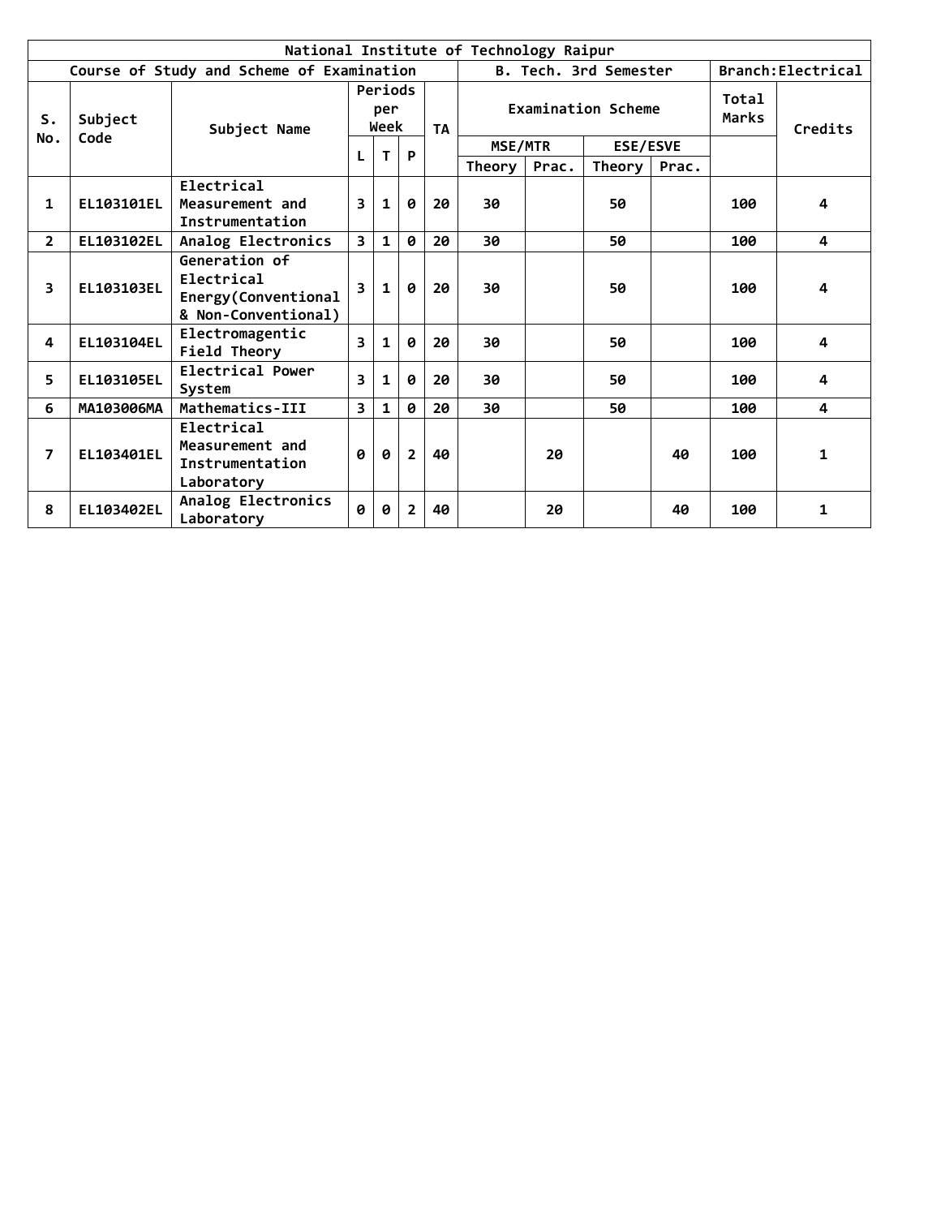| National Institute of Technology Raipur | | | | | | | | | | | | | |
|---|---|---|---|---|---|---|---|---|---|---|---|---|---|
| Course of Study and Scheme of Examination | | | | | | | B. Tech. 3rd Semester | | | | Branch:Electrical | | |
| S. No. | Subject Code | Subject Name | Periods per Week | | | TA | Examination Scheme | | | | Total Marks | Credits |
| | | | L | T | P | | MSE/MTR | | ESE/ESVE | | | |
| | | | | | | | Theory | Prac. | Theory | Prac. | | |
| 1 | EL103101EL | Electrical Measurement and Instrumentation | 3 | 1 | 0 | 20 | 30 | | 50 | | 100 | 4 |
| 2 | EL103102EL | Analog Electronics | 3 | 1 | 0 | 20 | 30 | | 50 | | 100 | 4 |
| 3 | EL103103EL | Generation of Electrical Energy(Conventional & Non-Conventional) | 3 | 1 | 0 | 20 | 30 | | 50 | | 100 | 4 |
| 4 | EL103104EL | Electromagentic Field Theory | 3 | 1 | 0 | 20 | 30 | | 50 | | 100 | 4 |
| 5 | EL103105EL | Electrical Power System | 3 | 1 | 0 | 20 | 30 | | 50 | | 100 | 4 |
| 6 | MA103006MA | Mathematics-III | 3 | 1 | 0 | 20 | 30 | | 50 | | 100 | 4 |
| 7 | EL103401EL | Electrical Measurement and Instrumentation Laboratory | 0 | 0 | 2 | 40 | | 20 | | 40 | 100 | 1 |
| 8 | EL103402EL | Analog Electronics Laboratory | 0 | 0 | 2 | 40 | | 20 | | 40 | 100 | 1 |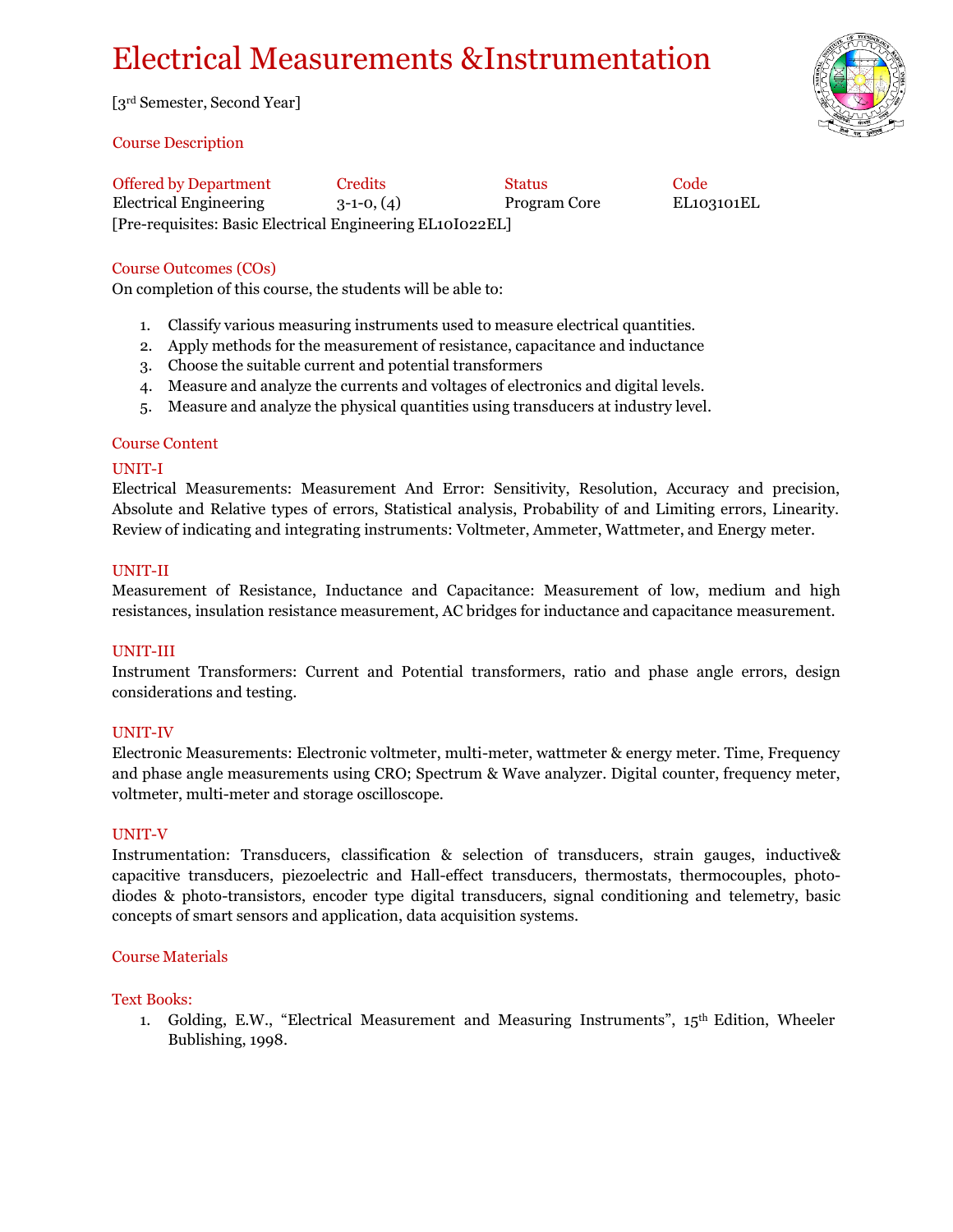# Electrical Measurements &Instrumentation

[3rd Semester, Second Year]

## Course Description

| Offered by Department | Credits | Status | Code |
|---|---|---|---|
| Electrical Engineering | 3-1-0, (4) | Program Core | EL103101EL |

[Pre-requisites: Basic Electrical Engineering EL10I022EL]

## Course Outcomes (COs)

On completion of this course, the students will be able to:

1. Classify various measuring instruments used to measure electrical quantities.
2. Apply methods for the measurement of resistance, capacitance and inductance
3. Choose the suitable current and potential transformers
4. Measure and analyze the currents and voltages of electronics and digital levels.
5. Measure and analyze the physical quantities using transducers at industry level.

## Course Content

### UNIT-I

Electrical Measurements: Measurement And Error: Sensitivity, Resolution, Accuracy and precision, Absolute and Relative types of errors, Statistical analysis, Probability of and Limiting errors, Linearity. Review of indicating and integrating instruments: Voltmeter, Ammeter, Wattmeter, and Energy meter.

### UNIT-II

Measurement of Resistance, Inductance and Capacitance: Measurement of low, medium and high resistances, insulation resistance measurement, AC bridges for inductance and capacitance measurement.

### UNIT-III

Instrument Transformers: Current and Potential transformers, ratio and phase angle errors, design considerations and testing.

### UNIT-IV

Electronic Measurements: Electronic voltmeter, multi-meter, wattmeter & energy meter. Time, Frequency and phase angle measurements using CRO; Spectrum & Wave analyzer. Digital counter, frequency meter, voltmeter, multi-meter and storage oscilloscope.

### UNIT-V

Instrumentation: Transducers, classification & selection of transducers, strain gauges, inductive& capacitive transducers, piezoelectric and Hall-effect transducers, thermostats, thermocouples, photo-diodes & photo-transistors, encoder type digital transducers, signal conditioning and telemetry, basic concepts of smart sensors and application, data acquisition systems.

## Course Materials

### Text Books:

1. Golding, E.W., "Electrical Measurement and Measuring Instruments", 15th Edition, Wheeler Bublishing, 1998.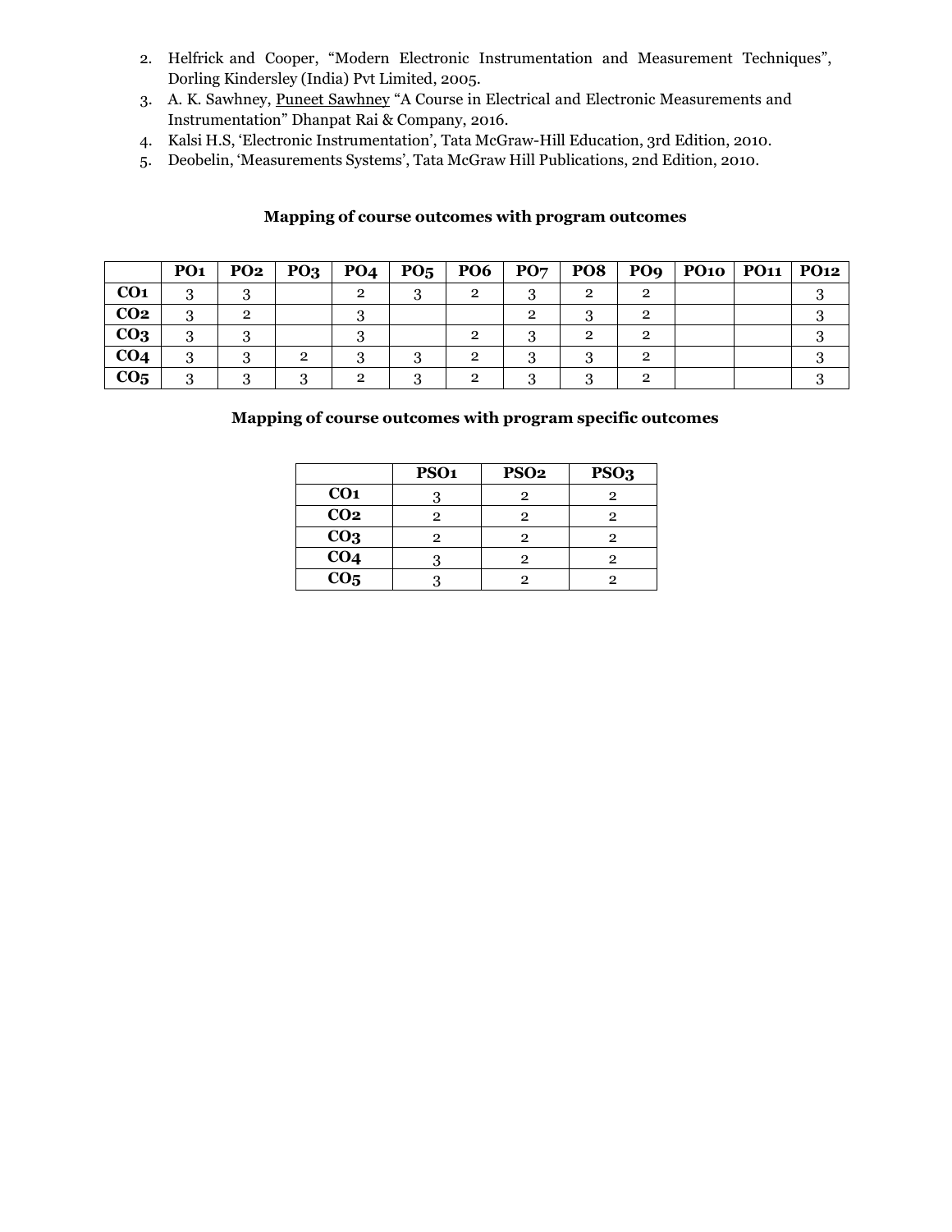2. Helfrick and Cooper, “Modern Electronic Instrumentation and Measurement Techniques”, Dorling Kindersley (India) Pvt Limited, 2005.
3. A. K. Sawhney, Puneet Sawhney “A Course in Electrical and Electronic Measurements and Instrumentation” Dhanpat Rai & Company, 2016.
4. Kalsi H.S, ‘Electronic Instrumentation’, Tata McGraw-Hill Education, 3rd Edition, 2010.
5. Deobelin, ‘Measurements Systems’, Tata McGraw Hill Publications, 2nd Edition, 2010.

**Mapping of course outcomes with program outcomes**

| | PO1 | PO2 | PO3 | PO4 | PO5 | PO6 | PO7 | PO8 | PO9 | PO10 | PO11 | PO12 |
|---|---|---|---|---|---|---|---|---|---|---|---|---|
| **CO1** | 3 | 3 | | 2 | 3 | 2 | 3 | 2 | 2 | | | 3 |
| **CO2** | 3 | 2 | | 3 | | | 2 | 3 | 2 | | | 3 |
| **CO3** | 3 | 3 | | 3 | | 2 | 3 | 2 | 2 | | | 3 |
| **CO4** | 3 | 3 | 2 | 3 | 3 | 2 | 3 | 3 | 2 | | | 3 |
| **CO5** | 3 | 3 | 3 | 2 | 3 | 2 | 3 | 3 | 2 | | | 3 |

**Mapping of course outcomes with program specific outcomes**

| | PSO1 | PSO2 | PSO3 |
|---|---|---|---|
| **CO1** | 3 | 2 | 2 |
| **CO2** | 2 | 2 | 2 |
| **CO3** | 2 | 2 | 2 |
| **CO4** | 3 | 2 | 2 |
| **CO5** | 3 | 2 | 2 |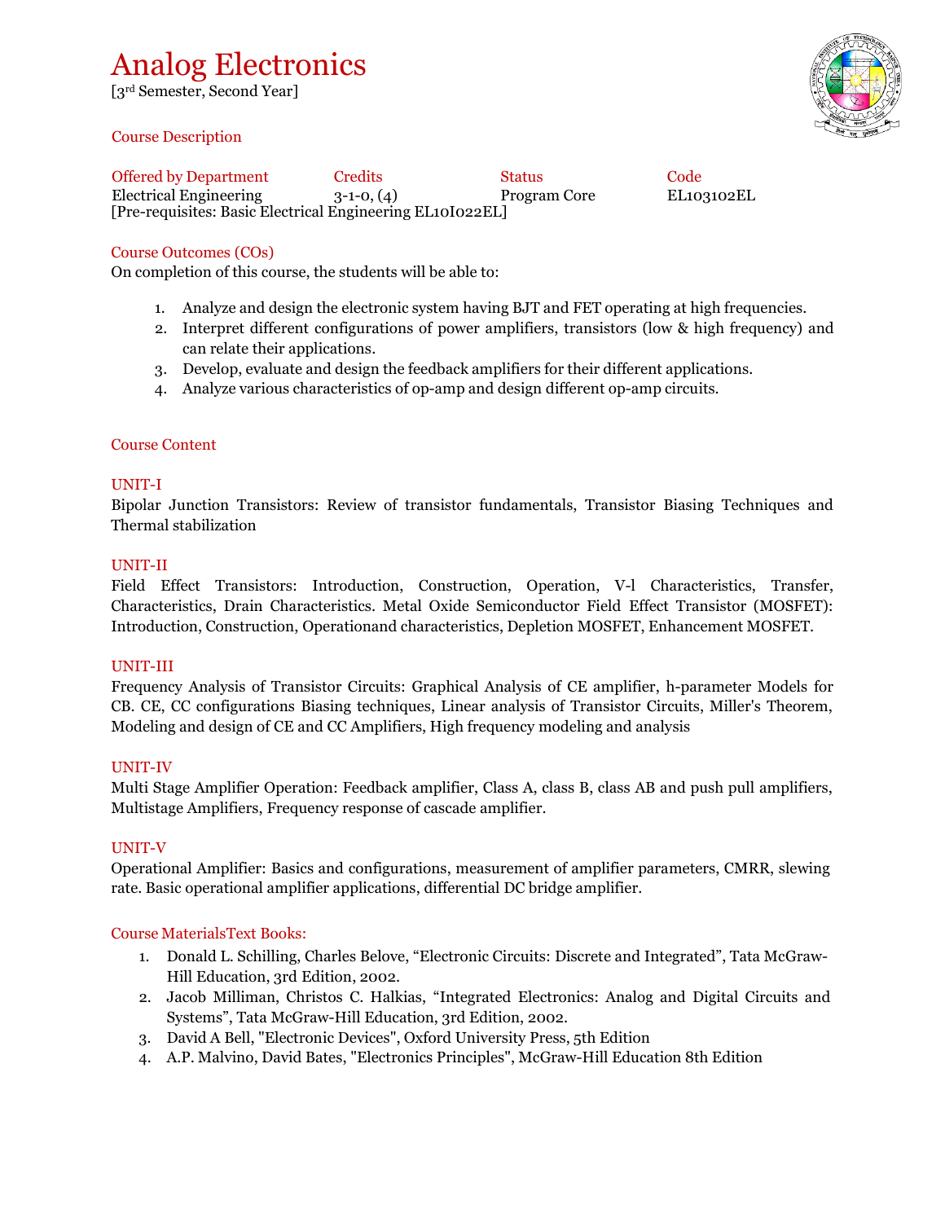# Analog Electronics

[3rd Semester, Second Year]

## Course Description

| Offered by Department | Credits | Status | Code |
| --- | --- | --- | --- |
| Electrical Engineering | 3-1-0, (4) | Program Core | EL103102EL |

[Pre-requisites: Basic Electrical Engineering EL10I022EL]

## Course Outcomes (COs)

On completion of this course, the students will be able to:

1. Analyze and design the electronic system having BJT and FET operating at high frequencies.
2. Interpret different configurations of power amplifiers, transistors (low & high frequency) and can relate their applications.
3. Develop, evaluate and design the feedback amplifiers for their different applications.
4. Analyze various characteristics of op-amp and design different op-amp circuits.

## Course Content

### UNIT-I

Bipolar Junction Transistors: Review of transistor fundamentals, Transistor Biasing Techniques and Thermal stabilization

### UNIT-II

Field Effect Transistors: Introduction, Construction, Operation, V-l Characteristics, Transfer, Characteristics, Drain Characteristics. Metal Oxide Semiconductor Field Effect Transistor (MOSFET): Introduction, Construction, Operationand characteristics, Depletion MOSFET, Enhancement MOSFET.

### UNIT-III

Frequency Analysis of Transistor Circuits: Graphical Analysis of CE amplifier, h-parameter Models for CB. CE, CC configurations Biasing techniques, Linear analysis of Transistor Circuits, Miller's Theorem, Modeling and design of CE and CC Amplifiers, High frequency modeling and analysis

### UNIT-IV

Multi Stage Amplifier Operation: Feedback amplifier, Class A, class B, class AB and push pull amplifiers, Multistage Amplifiers, Frequency response of cascade amplifier.

### UNIT-V

Operational Amplifier: Basics and configurations, measurement of amplifier parameters, CMRR, slewing rate. Basic operational amplifier applications, differential DC bridge amplifier.

## Course MaterialsText Books:

1. Donald L. Schilling, Charles Belove, “Electronic Circuits: Discrete and Integrated”, Tata McGraw-Hill Education, 3rd Edition, 2002.
2. Jacob Milliman, Christos C. Halkias, “Integrated Electronics: Analog and Digital Circuits and Systems”, Tata McGraw-Hill Education, 3rd Edition, 2002.
3. David A Bell, "Electronic Devices", Oxford University Press, 5th Edition
4. A.P. Malvino, David Bates, "Electronics Principles", McGraw-Hill Education 8th Edition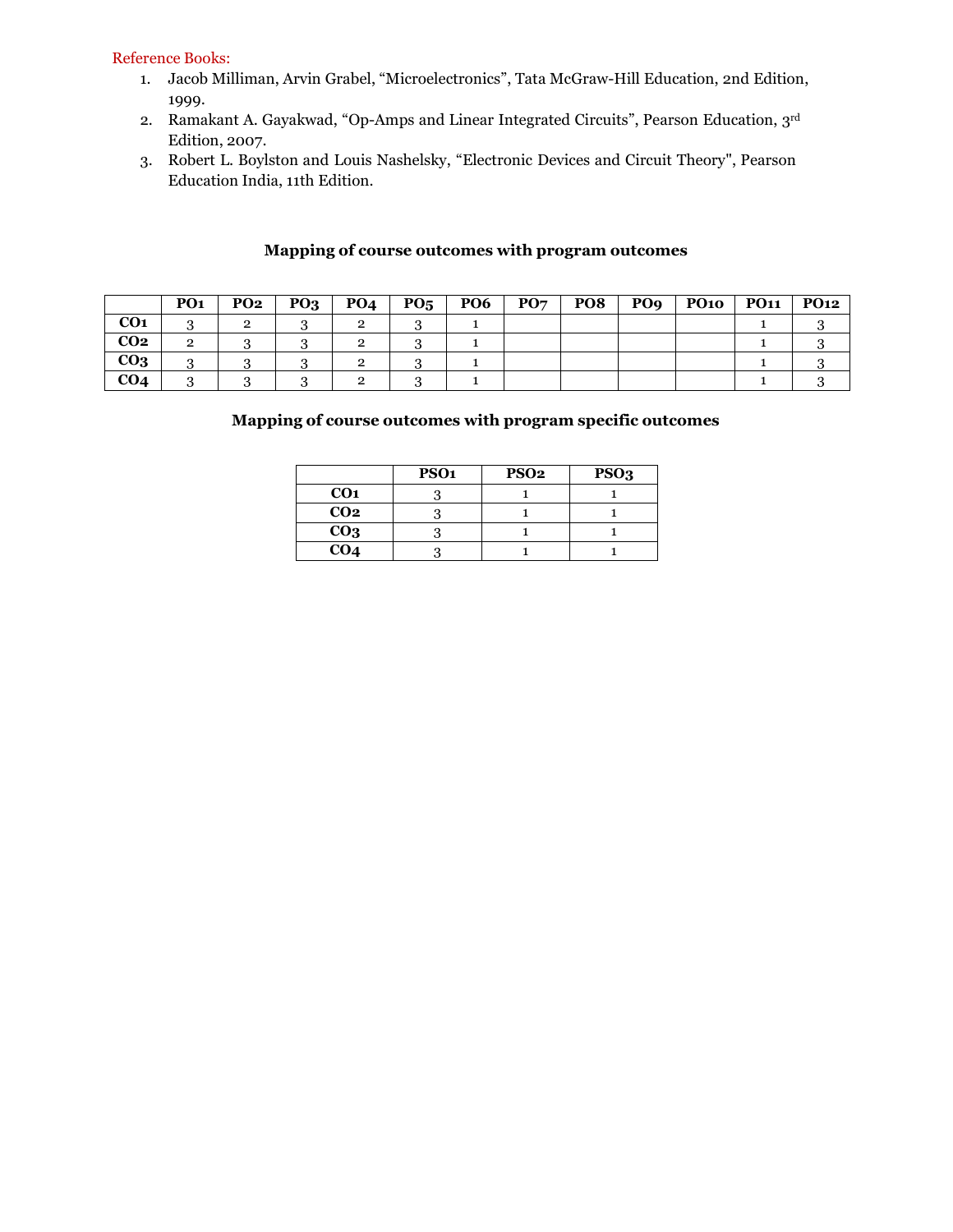Reference Books:

1. Jacob Milliman, Arvin Grabel, "Microelectronics", Tata McGraw-Hill Education, 2nd Edition, 1999.
2. Ramakant A. Gayakwad, "Op-Amps and Linear Integrated Circuits", Pearson Education, 3rd Edition, 2007.
3. Robert L. Boylston and Louis Nashelsky, "Electronic Devices and Circuit Theory", Pearson Education India, 11th Edition.

### Mapping of course outcomes with program outcomes

| | PO1 | PO2 | PO3 | PO4 | PO5 | PO6 | PO7 | PO8 | PO9 | PO10 | PO11 | PO12 |
|---|---|---|---|---|---|---|---|---|---|---|---|---|
| CO1 | 3 | 2 | 3 | 2 | 3 | 1 | | | | | 1 | 3 |
| CO2 | 2 | 3 | 3 | 2 | 3 | 1 | | | | | 1 | 3 |
| CO3 | 3 | 3 | 3 | 2 | 3 | 1 | | | | | 1 | 3 |
| CO4 | 3 | 3 | 3 | 2 | 3 | 1 | | | | | 1 | 3 |

### Mapping of course outcomes with program specific outcomes

| | PSO1 | PSO2 | PSO3 |
|---|---|---|---|
| CO1 | 3 | 1 | 1 |
| CO2 | 3 | 1 | 1 |
| CO3 | 3 | 1 | 1 |
| CO4 | 3 | 1 | 1 |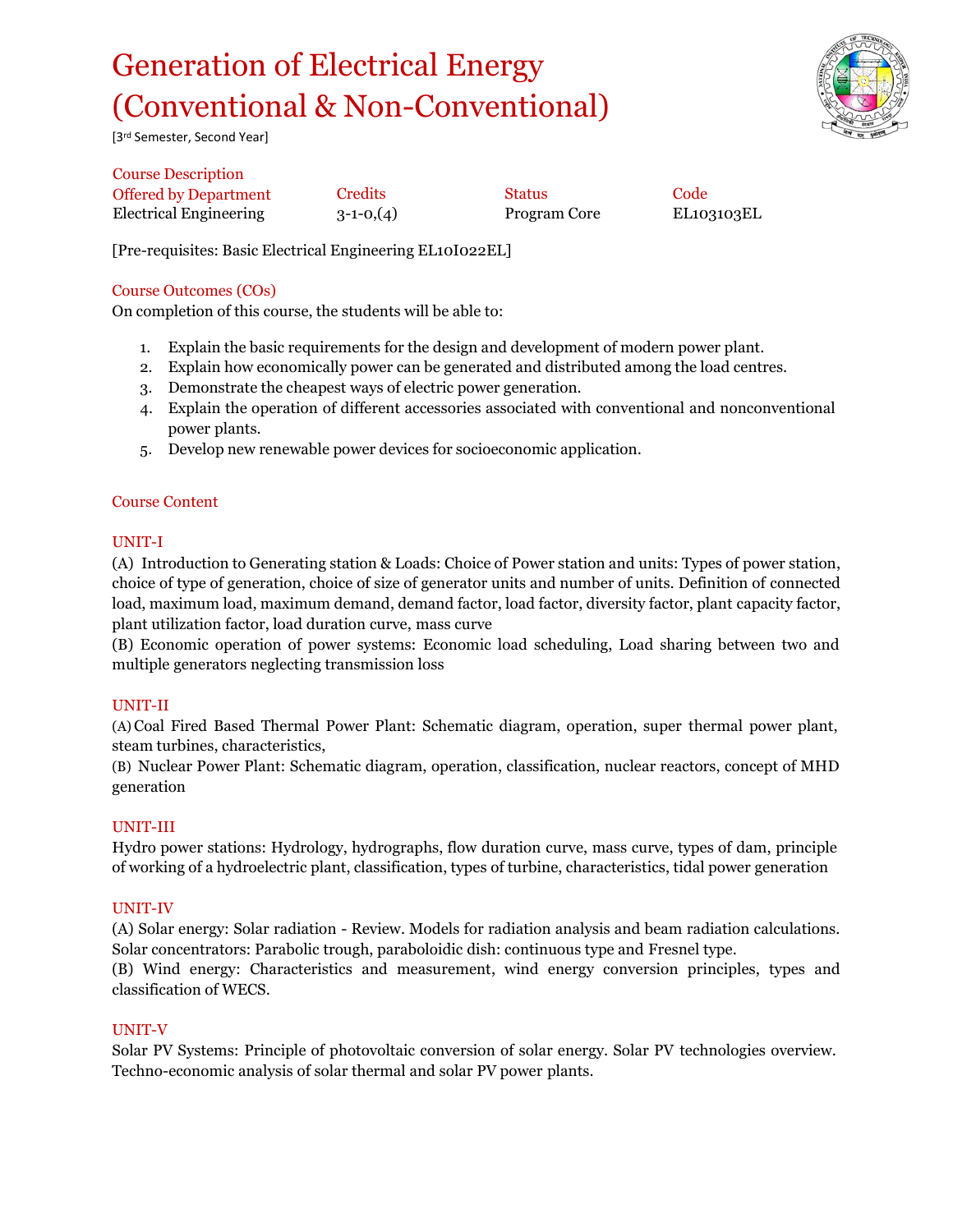# Generation of Electrical Energy (Conventional & Non-Conventional)

[3rd Semester, Second Year]

## Course Description

| Offered by Department | Credits | Status | Code |
|---|---|---|---|
| Electrical Engineering | 3-1-0,(4) | Program Core | EL103103EL |

[Pre-requisites: Basic Electrical Engineering EL10I022EL]

## Course Outcomes (COs)

On completion of this course, the students will be able to:

1. Explain the basic requirements for the design and development of modern power plant.
2. Explain how economically power can be generated and distributed among the load centres.
3. Demonstrate the cheapest ways of electric power generation.
4. Explain the operation of different accessories associated with conventional and nonconventional power plants.
5. Develop new renewable power devices for socioeconomic application.

## Course Content

### UNIT-I

(A) Introduction to Generating station & Loads: Choice of Power station and units: Types of power station, choice of type of generation, choice of size of generator units and number of units. Definition of connected load, maximum load, maximum demand, demand factor, load factor, diversity factor, plant capacity factor, plant utilization factor, load duration curve, mass curve

(B) Economic operation of power systems: Economic load scheduling, Load sharing between two and multiple generators neglecting transmission loss

### UNIT-II

(A) Coal Fired Based Thermal Power Plant: Schematic diagram, operation, super thermal power plant, steam turbines, characteristics,

(B) Nuclear Power Plant: Schematic diagram, operation, classification, nuclear reactors, concept of MHD generation

### UNIT-III

Hydro power stations: Hydrology, hydrographs, flow duration curve, mass curve, types of dam, principle of working of a hydroelectric plant, classification, types of turbine, characteristics, tidal power generation

### UNIT-IV

(A) Solar energy: Solar radiation - Review. Models for radiation analysis and beam radiation calculations. Solar concentrators: Parabolic trough, paraboloidic dish: continuous type and Fresnel type.

(B) Wind energy: Characteristics and measurement, wind energy conversion principles, types and classification of WECS.

### UNIT-V

Solar PV Systems: Principle of photovoltaic conversion of solar energy. Solar PV technologies overview. Techno-economic analysis of solar thermal and solar PV power plants.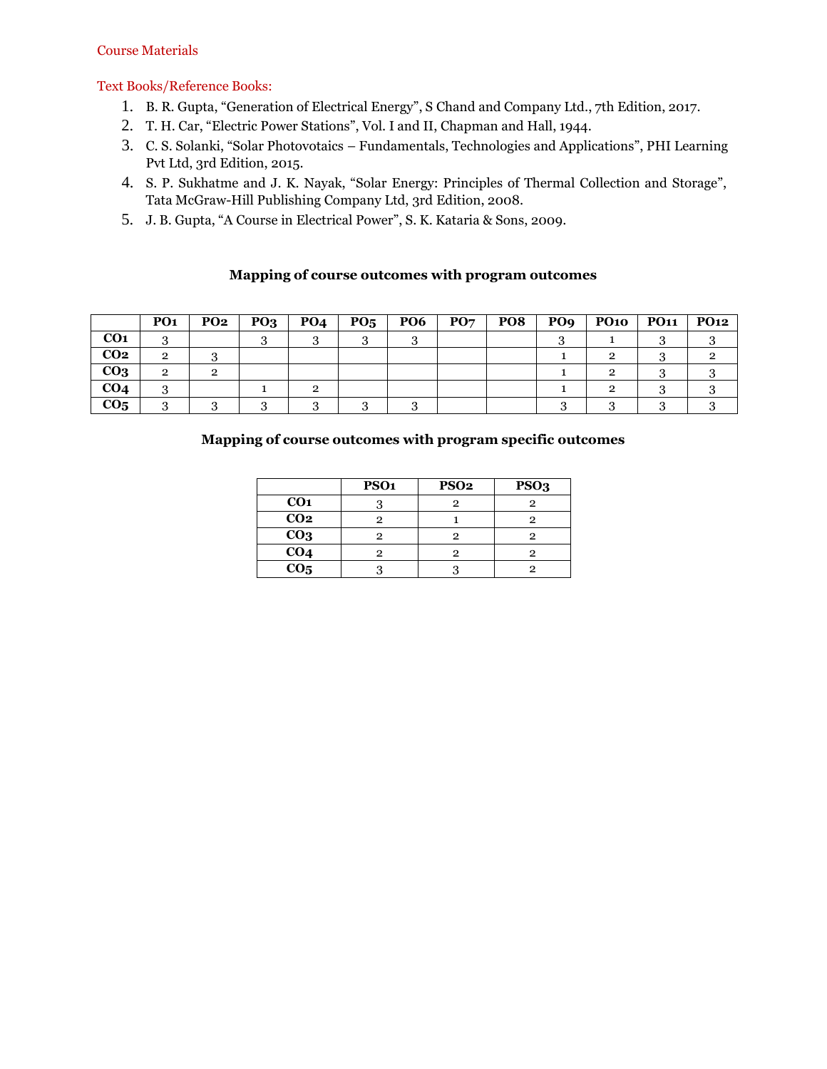Course Materials

Text Books/Reference Books:

1. B. R. Gupta, "Generation of Electrical Energy", S Chand and Company Ltd., 7th Edition, 2017.
2. T. H. Car, "Electric Power Stations", Vol. I and II, Chapman and Hall, 1944.
3. C. S. Solanki, "Solar Photovotaics – Fundamentals, Technologies and Applications", PHI Learning Pvt Ltd, 3rd Edition, 2015.
4. S. P. Sukhatme and J. K. Nayak, "Solar Energy: Principles of Thermal Collection and Storage", Tata McGraw-Hill Publishing Company Ltd, 3rd Edition, 2008.
5. J. B. Gupta, "A Course in Electrical Power", S. K. Kataria & Sons, 2009.

**Mapping of course outcomes with program outcomes**

| | PO1 | PO2 | PO3 | PO4 | PO5 | PO6 | PO7 | PO8 | PO9 | PO10 | PO11 | PO12 |
|---|---|---|---|---|---|---|---|---|---|---|---|---|
| CO1 | 3 | | 3 | 3 | 3 | 3 | | | 3 | 1 | 3 | 3 |
| CO2 | 2 | 3 | | | | | | | 1 | 2 | 3 | 2 |
| CO3 | 2 | 2 | | | | | | | 1 | 2 | 3 | 3 |
| CO4 | 3 | | 1 | 2 | | | | | 1 | 2 | 3 | 3 |
| CO5 | 3 | 3 | 3 | 3 | 3 | 3 | | | 3 | 3 | 3 | 3 |

**Mapping of course outcomes with program specific outcomes**

| | PSO1 | PSO2 | PSO3 |
|---|---|---|---|
| CO1 | 3 | 2 | 2 |
| CO2 | 2 | 1 | 2 |
| CO3 | 2 | 2 | 2 |
| CO4 | 2 | 2 | 2 |
| CO5 | 3 | 3 | 2 |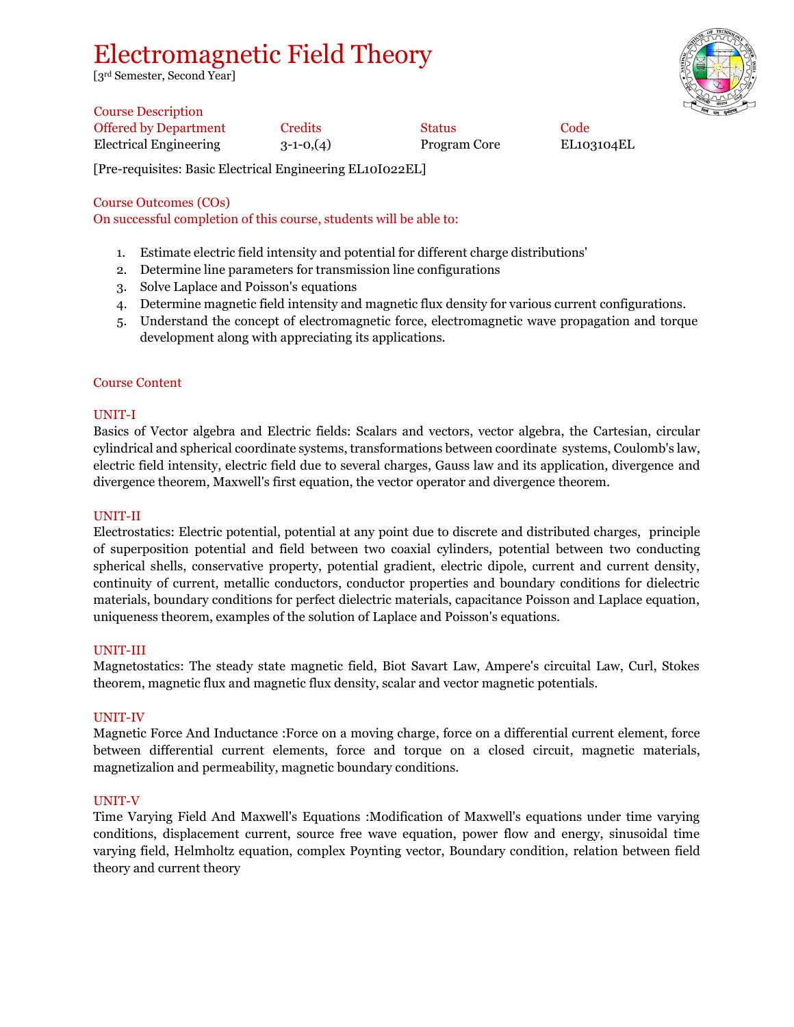# Electromagnetic Field Theory

[3rd Semester, Second Year]

## Course Description

| Offered by Department | Credits | Status | Code |
|---|---|---|---|
| Electrical Engineering | 3-1-0,(4) | Program Core | EL103104EL |

[Pre-requisites: Basic Electrical Engineering EL10I022EL]

## Course Outcomes (COs)

On successful completion of this course, students will be able to:

1. Estimate electric field intensity and potential for different charge distributions'
2. Determine line parameters for transmission line configurations
3. Solve Laplace and Poisson's equations
4. Determine magnetic field intensity and magnetic flux density for various current configurations.
5. Understand the concept of electromagnetic force, electromagnetic wave propagation and torque development along with appreciating its applications.

## Course Content

### UNIT-I

Basics of Vector algebra and Electric fields: Scalars and vectors, vector algebra, the Cartesian, circular cylindrical and spherical coordinate systems, transformations between coordinate systems, Coulomb's law, electric field intensity, electric field due to several charges, Gauss law and its application, divergence and divergence theorem, Maxwell's first equation, the vector operator and divergence theorem.

### UNIT-II

Electrostatics: Electric potential, potential at any point due to discrete and distributed charges, principle of superposition potential and field between two coaxial cylinders, potential between two conducting spherical shells, conservative property, potential gradient, electric dipole, current and current density, continuity of current, metallic conductors, conductor properties and boundary conditions for dielectric materials, boundary conditions for perfect dielectric materials, capacitance Poisson and Laplace equation, uniqueness theorem, examples of the solution of Laplace and Poisson's equations.

### UNIT-III

Magnetostatics: The steady state magnetic field, Biot Savart Law, Ampere's circuital Law, Curl, Stokes theorem, magnetic flux and magnetic flux density, scalar and vector magnetic potentials.

### UNIT-IV

Magnetic Force And Inductance :Force on a moving charge, force on a differential current element, force between differential current elements, force and torque on a closed circuit, magnetic materials, magnetizalion and permeability, magnetic boundary conditions.

### UNIT-V

Time Varying Field And Maxwell's Equations :Modification of Maxwell's equations under time varying conditions, displacement current, source free wave equation, power flow and energy, sinusoidal time varying field, Helmholtz equation, complex Poynting vector, Boundary condition, relation between field theory and current theory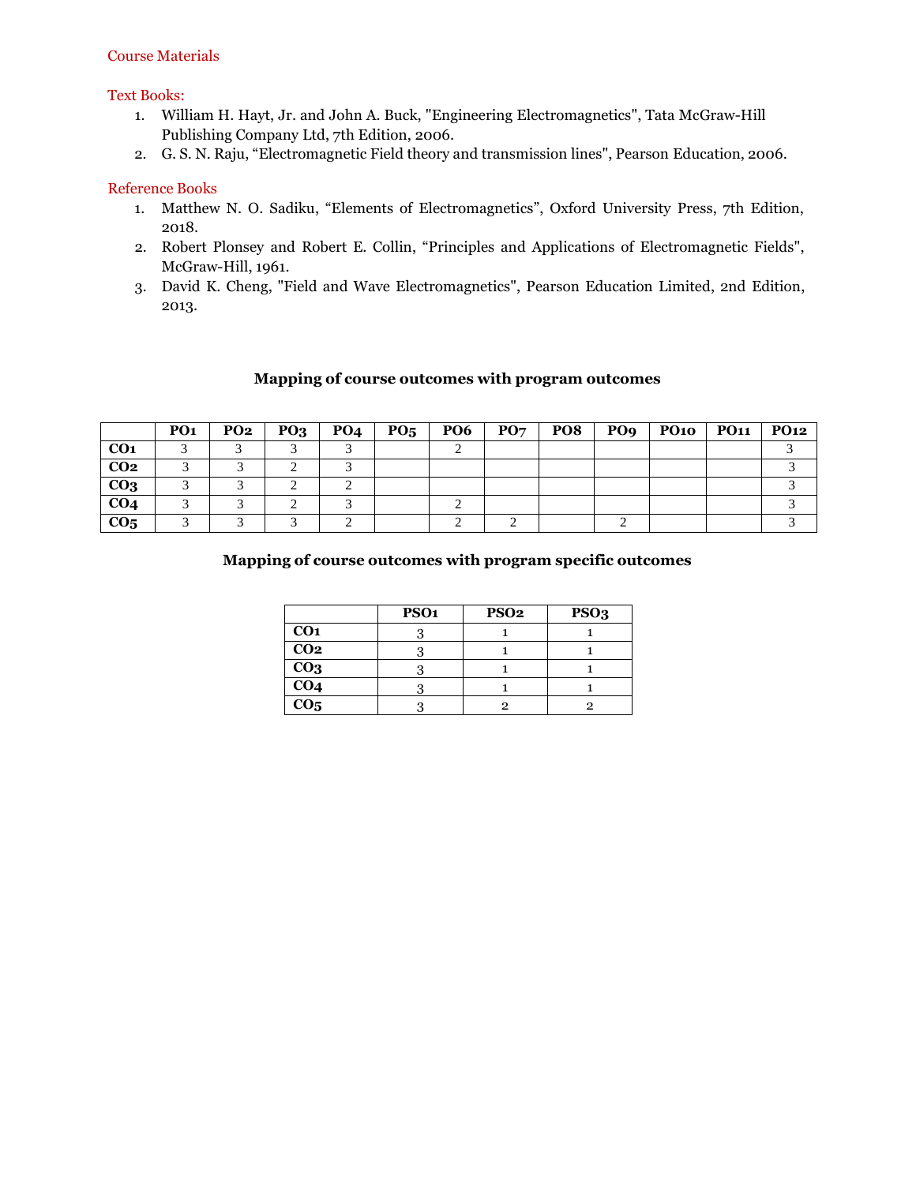## Course Materials

### Text Books:

1. William H. Hayt, Jr. and John A. Buck, "Engineering Electromagnetics", Tata McGraw-Hill Publishing Company Ltd, 7th Edition, 2006.
2. G. S. N. Raju, "Electromagnetic Field theory and transmission lines", Pearson Education, 2006.

### Reference Books

1. Matthew N. O. Sadiku, "Elements of Electromagnetics", Oxford University Press, 7th Edition, 2018.
2. Robert Plonsey and Robert E. Collin, "Principles and Applications of Electromagnetic Fields", McGraw-Hill, 1961.
3. David K. Cheng, "Field and Wave Electromagnetics", Pearson Education Limited, 2nd Edition, 2013.

**Mapping of course outcomes with program outcomes**

| | PO1 | PO2 | PO3 | PO4 | PO5 | PO6 | PO7 | PO8 | PO9 | PO10 | PO11 | PO12 |
|---|---|---|---|---|---|---|---|---|---|---|---|---|
| **CO1** | 3 | 3 | 3 | 3 | | 2 | | | | | | 3 |
| **CO2** | 3 | 3 | 2 | 3 | | | | | | | | 3 |
| **CO3** | 3 | 3 | 2 | 2 | | | | | | | | 3 |
| **CO4** | 3 | 3 | 2 | 3 | | 2 | | | | | | 3 |
| **CO5** | 3 | 3 | 3 | 2 | | 2 | 2 | | 2 | | | 3 |

**Mapping of course outcomes with program specific outcomes**

| | PSO1 | PSO2 | PSO3 |
|---|---|---|---|
| **CO1** | 3 | 1 | 1 |
| **CO2** | 3 | 1 | 1 |
| **CO3** | 3 | 1 | 1 |
| **CO4** | 3 | 1 | 1 |
| **CO5** | 3 | 2 | 2 |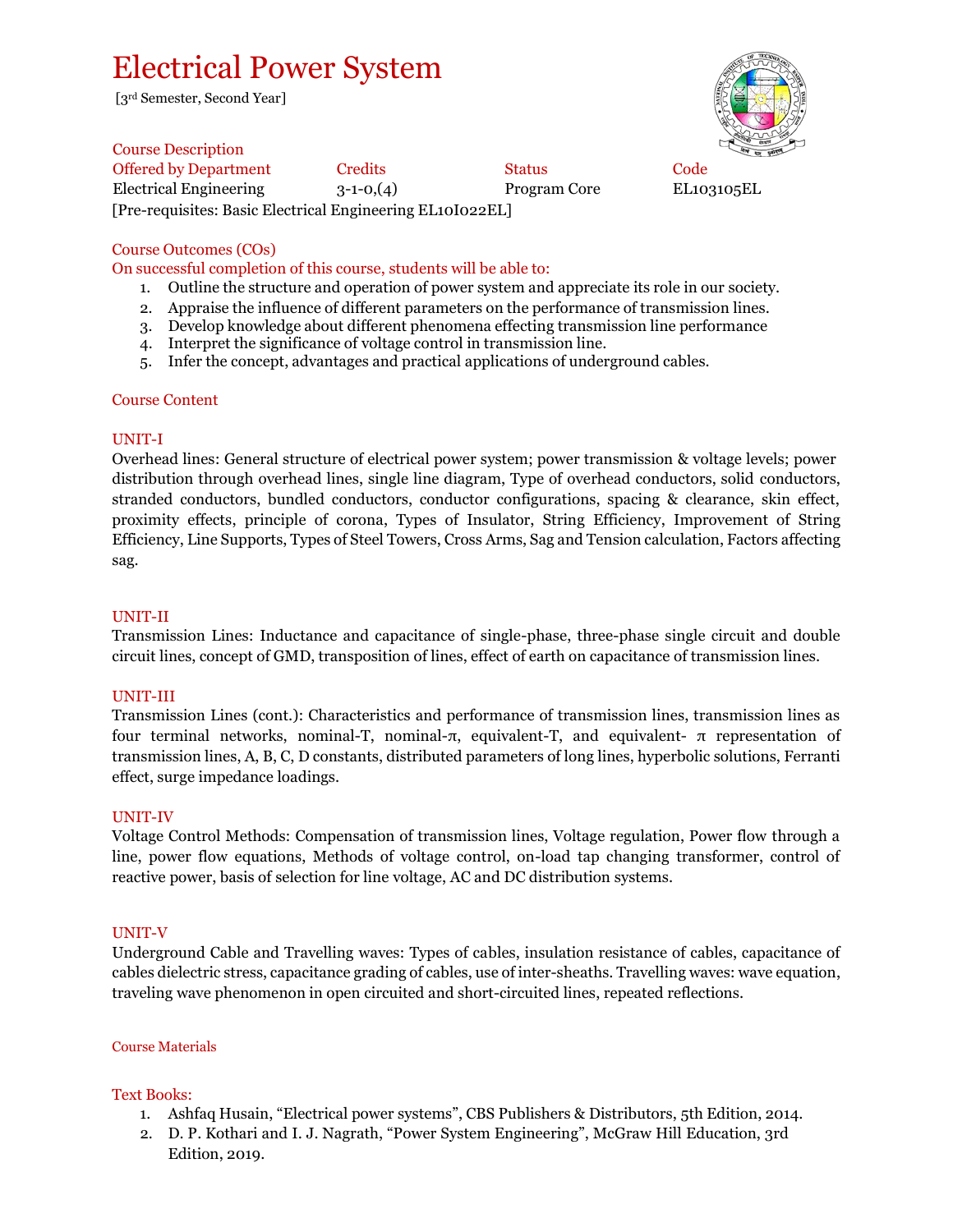# Electrical Power System

[3rd Semester, Second Year]

## Course Description

| Offered by Department | Credits | Status | Code |
|---|---|---|---|
| Electrical Engineering | 3-1-0,(4) | Program Core | EL103105EL |

[Pre-requisites: Basic Electrical Engineering EL10I022EL]

## Course Outcomes (COs)

On successful completion of this course, students will be able to:

1. Outline the structure and operation of power system and appreciate its role in our society.
2. Appraise the influence of different parameters on the performance of transmission lines.
3. Develop knowledge about different phenomena effecting transmission line performance
4. Interpret the significance of voltage control in transmission line.
5. Infer the concept, advantages and practical applications of underground cables.

## Course Content

### UNIT-I

Overhead lines: General structure of electrical power system; power transmission & voltage levels; power distribution through overhead lines, single line diagram, Type of overhead conductors, solid conductors, stranded conductors, bundled conductors, conductor configurations, spacing & clearance, skin effect, proximity effects, principle of corona, Types of Insulator, String Efficiency, Improvement of String Efficiency, Line Supports, Types of Steel Towers, Cross Arms, Sag and Tension calculation, Factors affecting sag.

### UNIT-II

Transmission Lines: Inductance and capacitance of single-phase, three-phase single circuit and double circuit lines, concept of GMD, transposition of lines, effect of earth on capacitance of transmission lines.

### UNIT-III

Transmission Lines (cont.): Characteristics and performance of transmission lines, transmission lines as four terminal networks, nominal-T, nominal-π, equivalent-T, and equivalent- π representation of transmission lines, A, B, C, D constants, distributed parameters of long lines, hyperbolic solutions, Ferranti effect, surge impedance loadings.

### UNIT-IV

Voltage Control Methods: Compensation of transmission lines, Voltage regulation, Power flow through a line, power flow equations, Methods of voltage control, on-load tap changing transformer, control of reactive power, basis of selection for line voltage, AC and DC distribution systems.

### UNIT-V

Underground Cable and Travelling waves: Types of cables, insulation resistance of cables, capacitance of cables dielectric stress, capacitance grading of cables, use of inter-sheaths. Travelling waves: wave equation, traveling wave phenomenon in open circuited and short-circuited lines, repeated reflections.

## Course Materials

### Text Books:

1. Ashfaq Husain, "Electrical power systems", CBS Publishers & Distributors, 5th Edition, 2014.
2. D. P. Kothari and I. J. Nagrath, "Power System Engineering", McGraw Hill Education, 3rd Edition, 2019.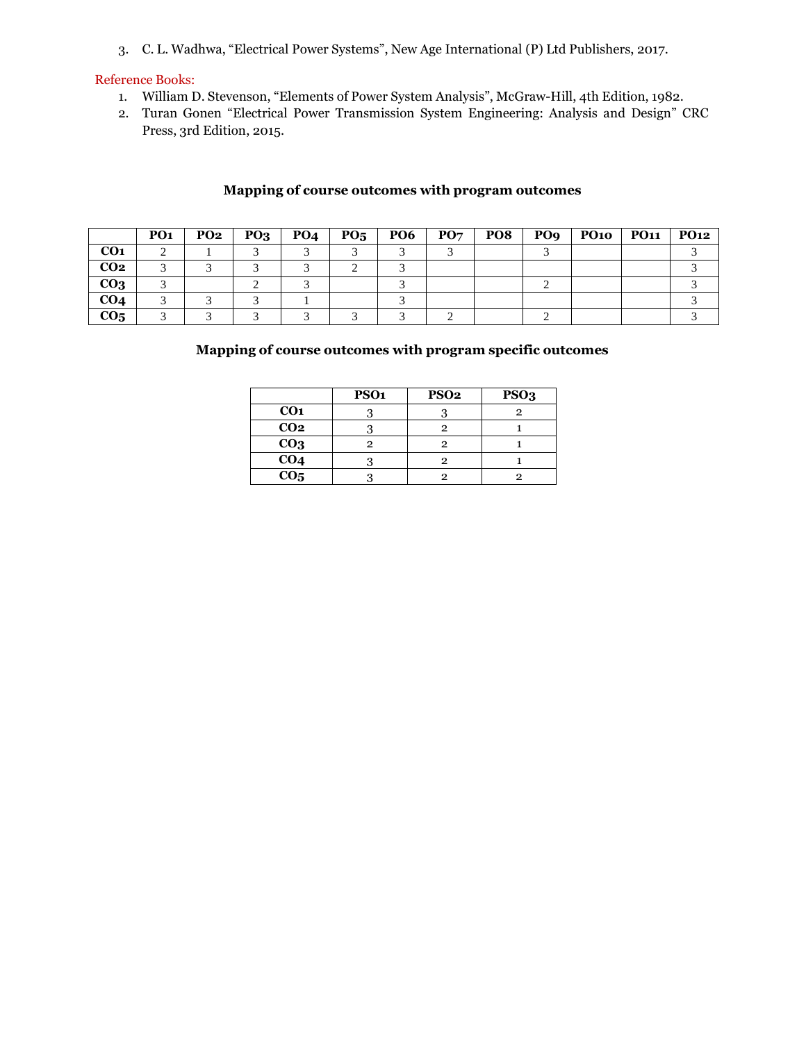3. C. L. Wadhwa, "Electrical Power Systems", New Age International (P) Ltd Publishers, 2017.

Reference Books:

1. William D. Stevenson, "Elements of Power System Analysis", McGraw-Hill, 4th Edition, 1982.
2. Turan Gonen "Electrical Power Transmission System Engineering: Analysis and Design" CRC Press, 3rd Edition, 2015.

### Mapping of course outcomes with program outcomes

| | PO1 | PO2 | PO3 | PO4 | PO5 | PO6 | PO7 | PO8 | PO9 | PO10 | PO11 | PO12 |
|---|---|---|---|---|---|---|---|---|---|---|---|---|
| CO1 | 2 | 1 | 3 | 3 | 3 | 3 | 3 | | 3 | | | 3 |
| CO2 | 3 | 3 | 3 | 3 | 2 | 3 | | | | | | 3 |
| CO3 | 3 | | 2 | 3 | | 3 | | | 2 | | | 3 |
| CO4 | 3 | 3 | 3 | 1 | | 3 | | | | | | 3 |
| CO5 | 3 | 3 | 3 | 3 | 3 | 3 | 2 | | 2 | | | 3 |

### Mapping of course outcomes with program specific outcomes

| | PSO1 | PSO2 | PSO3 |
|---|---|---|---|
| CO1 | 3 | 3 | 2 |
| CO2 | 3 | 2 | 1 |
| CO3 | 2 | 2 | 1 |
| CO4 | 3 | 2 | 1 |
| CO5 | 3 | 2 | 2 |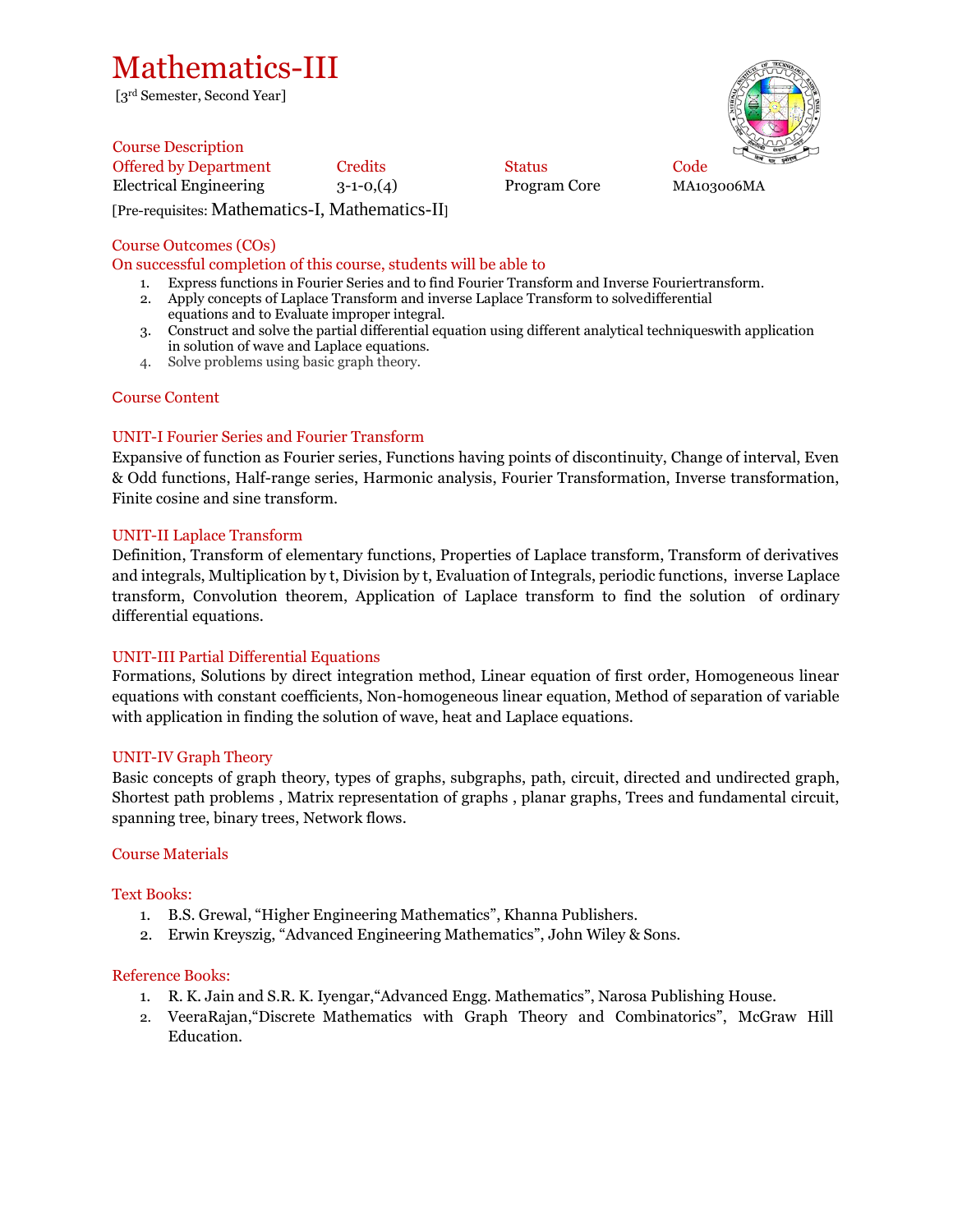# Mathematics-III

[3rd Semester, Second Year]

## Course Description

| Offered by Department | Credits | Status | Code |
| --- | --- | --- | --- |
| Electrical Engineering | 3-1-0,(4) | Program Core | MA103006MA |

[Pre-requisites: Mathematics-I, Mathematics-II]

## Course Outcomes (COs)

On successful completion of this course, students will be able to

1. Express functions in Fourier Series and to find Fourier Transform and Inverse Fouriertransform.
2. Apply concepts of Laplace Transform and inverse Laplace Transform to solvedifferential equations and to Evaluate improper integral.
3. Construct and solve the partial differential equation using different analytical techniqueswith application in solution of wave and Laplace equations.
4. Solve problems using basic graph theory.

## Course Content

### UNIT-I Fourier Series and Fourier Transform

Expansive of function as Fourier series, Functions having points of discontinuity, Change of interval, Even & Odd functions, Half-range series, Harmonic analysis, Fourier Transformation, Inverse transformation, Finite cosine and sine transform.

### UNIT-II Laplace Transform

Definition, Transform of elementary functions, Properties of Laplace transform, Transform of derivatives and integrals, Multiplication by t, Division by t, Evaluation of Integrals, periodic functions, inverse Laplace transform, Convolution theorem, Application of Laplace transform to find the solution of ordinary differential equations.

### UNIT-III Partial Differential Equations

Formations, Solutions by direct integration method, Linear equation of first order, Homogeneous linear equations with constant coefficients, Non-homogeneous linear equation, Method of separation of variable with application in finding the solution of wave, heat and Laplace equations.

### UNIT-IV Graph Theory

Basic concepts of graph theory, types of graphs, subgraphs, path, circuit, directed and undirected graph, Shortest path problems , Matrix representation of graphs , planar graphs, Trees and fundamental circuit, spanning tree, binary trees, Network flows.

## Course Materials

### Text Books:

1. B.S. Grewal, "Higher Engineering Mathematics", Khanna Publishers.
2. Erwin Kreyszig, "Advanced Engineering Mathematics", John Wiley & Sons.

### Reference Books:

1. R. K. Jain and S.R. K. Iyengar,"Advanced Engg. Mathematics", Narosa Publishing House.
2. VeeraRajan,"Discrete Mathematics with Graph Theory and Combinatorics", McGraw Hill Education.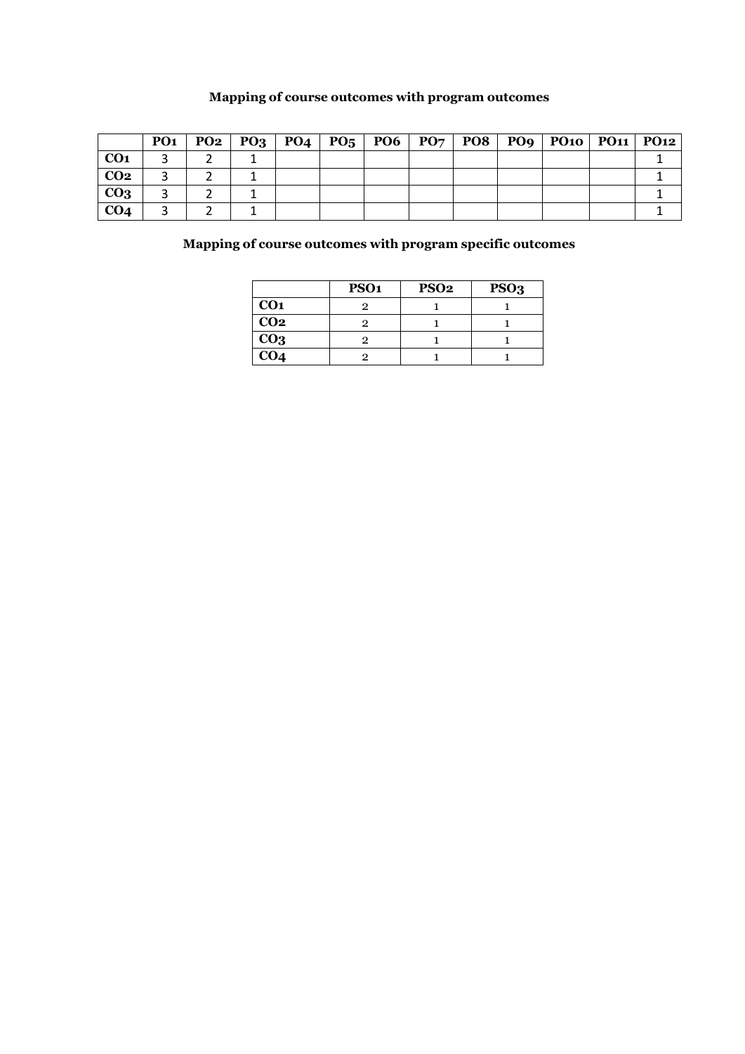**Mapping of course outcomes with program outcomes**

| | PO1 | PO2 | PO3 | PO4 | PO5 | PO6 | PO7 | PO8 | PO9 | PO10 | PO11 | PO12 |
|---|---|---|---|---|---|---|---|---|---|---|---|---|
| **CO1** | 3 | 2 | 1 | | | | | | | | | 1 |
| **CO2** | 3 | 2 | 1 | | | | | | | | | 1 |
| **CO3** | 3 | 2 | 1 | | | | | | | | | 1 |
| **CO4** | 3 | 2 | 1 | | | | | | | | | 1 |

**Mapping of course outcomes with program specific outcomes**

| | PSO1 | PSO2 | PSO3 |
|---|---|---|---|
| **CO1** | 2 | 1 | 1 |
| **CO2** | 2 | 1 | 1 |
| **CO3** | 2 | 1 | 1 |
| **CO4** | 2 | 1 | 1 |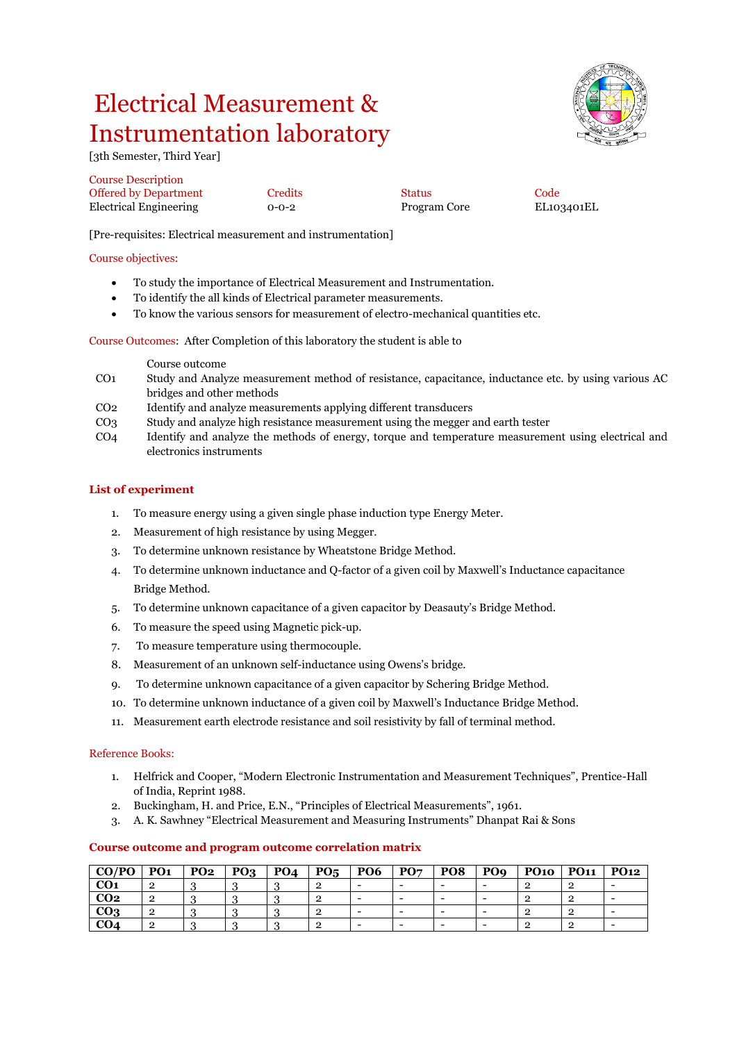# Electrical Measurement & Instrumentation laboratory

[3th Semester, Third Year]

| Course Description | | | |
|---|---|---|---|
| Offered by Department | Credits | Status | Code |
| Electrical Engineering | 0-0-2 | Program Core | EL103401EL |

[Pre-requisites: Electrical measurement and instrumentation]

Course objectives:

- To study the importance of Electrical Measurement and Instrumentation.
- To identify the all kinds of Electrical parameter measurements.
- To know the various sensors for measurement of electro-mechanical quantities etc.

Course Outcomes: After Completion of this laboratory the student is able to

| | Course outcome |
|---|---|
| CO1 | Study and Analyze measurement method of resistance, capacitance, inductance etc. by using various AC bridges and other methods |
| CO2 | Identify and analyze measurements applying different transducers |
| CO3 | Study and analyze high resistance measurement using the megger and earth tester |
| CO4 | Identify and analyze the methods of energy, torque and temperature measurement using electrical and electronics instruments |

### List of experiment

1. To measure energy using a given single phase induction type Energy Meter.
2. Measurement of high resistance by using Megger.
3. To determine unknown resistance by Wheatstone Bridge Method.
4. To determine unknown inductance and Q-factor of a given coil by Maxwell's Inductance capacitance Bridge Method.
5. To determine unknown capacitance of a given capacitor by Deasauty's Bridge Method.
6. To measure the speed using Magnetic pick-up.
7. To measure temperature using thermocouple.
8. Measurement of an unknown self-inductance using Owens's bridge.
9. To determine unknown capacitance of a given capacitor by Schering Bridge Method.
10. To determine unknown inductance of a given coil by Maxwell's Inductance Bridge Method.
11. Measurement earth electrode resistance and soil resistivity by fall of terminal method.

Reference Books:

1. Helfrick and Cooper, "Modern Electronic Instrumentation and Measurement Techniques", Prentice-Hall of India, Reprint 1988.
2. Buckingham, H. and Price, E.N., "Principles of Electrical Measurements", 1961.
3. A. K. Sawhney "Electrical Measurement and Measuring Instruments" Dhanpat Rai & Sons

### Course outcome and program outcome correlation matrix

| CO/PO | PO1 | PO2 | PO3 | PO4 | PO5 | PO6 | PO7 | PO8 | PO9 | PO10 | PO11 | PO12 |
|---|---|---|---|---|---|---|---|---|---|---|---|---|
| CO1 | 2 | 3 | 3 | 3 | 2 | - | - | - | - | 2 | 2 | - |
| CO2 | 2 | 3 | 3 | 3 | 2 | - | - | - | - | 2 | 2 | - |
| CO3 | 2 | 3 | 3 | 3 | 2 | - | - | - | - | 2 | 2 | - |
| CO4 | 2 | 3 | 3 | 3 | 2 | - | - | - | - | 2 | 2 | - |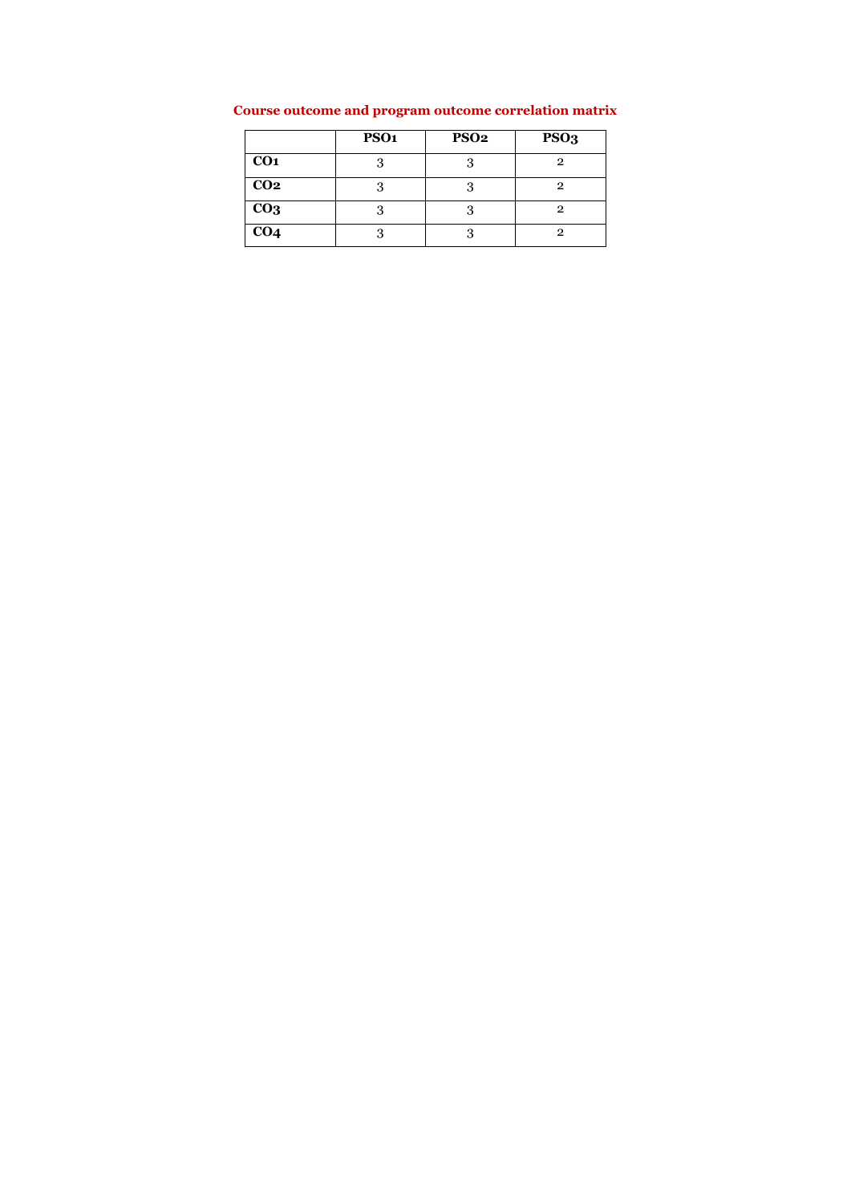## Course outcome and program outcome correlation matrix

| | PSO1 | PSO2 | PSO3 |
|---|---|---|---|
| **CO1** | 3 | 3 | 2 |
| **CO2** | 3 | 3 | 2 |
| **CO3** | 3 | 3 | 2 |
| **CO4** | 3 | 3 | 2 |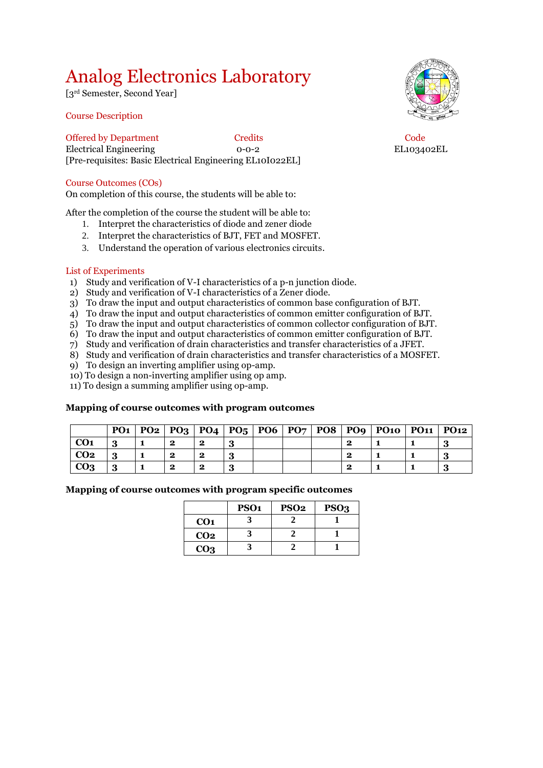# Analog Electronics Laboratory

[3rd Semester, Second Year]

Course Description

| Offered by Department | Credits | Code |
|---|---|---|
| Electrical Engineering | 0-0-2 | EL103402EL |

[Pre-requisites: Basic Electrical Engineering EL10I022EL]

## Course Outcomes (COs)

On completion of this course, the students will be able to:

After the completion of the course the student will be able to:

1. Interpret the characteristics of diode and zener diode
2. Interpret the characteristics of BJT, FET and MOSFET.
3. Understand the operation of various electronics circuits.

## List of Experiments

1) Study and verification of V-I characteristics of a p-n junction diode.
2) Study and verification of V-I characteristics of a Zener diode.
3) To draw the input and output characteristics of common base configuration of BJT.
4) To draw the input and output characteristics of common emitter configuration of BJT.
5) To draw the input and output characteristics of common collector configuration of BJT.
6) To draw the input and output characteristics of common emitter configuration of BJT.
7) Study and verification of drain characteristics and transfer characteristics of a JFET.
8) Study and verification of drain characteristics and transfer characteristics of a MOSFET.
9) To design an inverting amplifier using op-amp.
10) To design a non-inverting amplifier using op amp.
11) To design a summing amplifier using op-amp.

**Mapping of course outcomes with program outcomes**

| | PO1 | PO2 | PO3 | PO4 | PO5 | PO6 | PO7 | PO8 | PO9 | PO10 | PO11 | PO12 |
|---|---|---|---|---|---|---|---|---|---|---|---|---|
| **CO1** | 3 | 1 | 2 | 2 | 3 | | | | 2 | 1 | 1 | 3 |
| **CO2** | 3 | 1 | 2 | 2 | 3 | | | | 2 | 1 | 1 | 3 |
| **CO3** | 3 | 1 | 2 | 2 | 3 | | | | 2 | 1 | 1 | 3 |

**Mapping of course outcomes with program specific outcomes**

| | PSO1 | PSO2 | PSO3 |
|---|---|---|---|
| **CO1** | 3 | 2 | 1 |
| **CO2** | 3 | 2 | 1 |
| **CO3** | 3 | 2 | 1 |